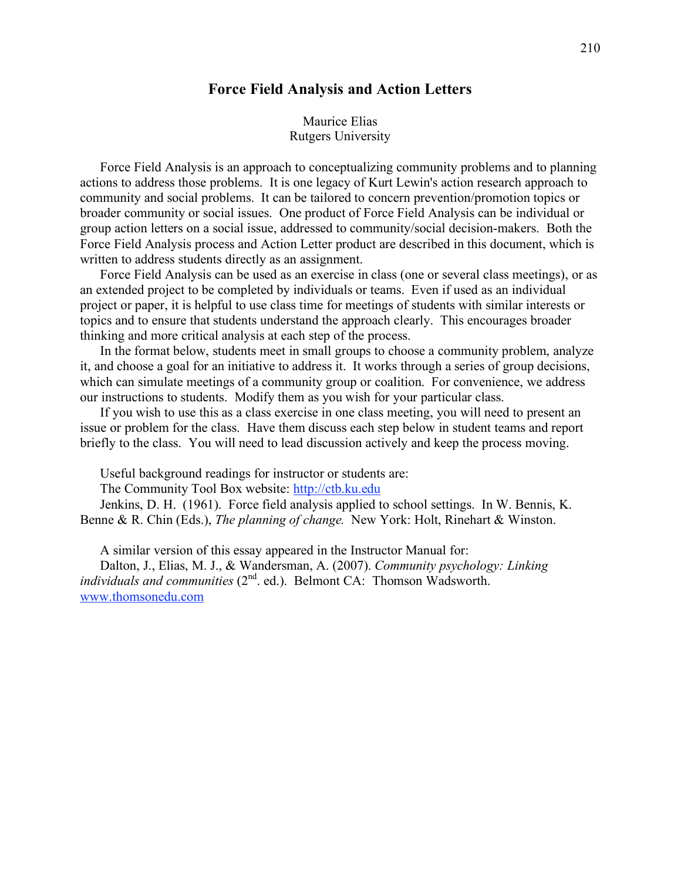# Force Field Analysis and Action Letters

Maurice Elias
Rutgers University

Force Field Analysis is an approach to conceptualizing community problems and to planning actions to address those problems. It is one legacy of Kurt Lewin's action research approach to community and social problems. It can be tailored to concern prevention/promotion topics or broader community or social issues. One product of Force Field Analysis can be individual or group action letters on a social issue, addressed to community/social decision-makers. Both the Force Field Analysis process and Action Letter product are described in this document, which is written to address students directly as an assignment.

Force Field Analysis can be used as an exercise in class (one or several class meetings), or as an extended project to be completed by individuals or teams. Even if used as an individual project or paper, it is helpful to use class time for meetings of students with similar interests or topics and to ensure that students understand the approach clearly. This encourages broader thinking and more critical analysis at each step of the process.

In the format below, students meet in small groups to choose a community problem, analyze it, and choose a goal for an initiative to address it. It works through a series of group decisions, which can simulate meetings of a community group or coalition. For convenience, we address our instructions to students. Modify them as you wish for your particular class.

If you wish to use this as a class exercise in one class meeting, you will need to present an issue or problem for the class. Have them discuss each step below in student teams and report briefly to the class. You will need to lead discussion actively and keep the process moving.

Useful background readings for instructor or students are:

The Community Tool Box website: [http://ctb.ku.edu](http://ctb.ku.edu)

Jenkins, D. H. (1961). Force field analysis applied to school settings. In W. Bennis, K. Benne & R. Chin (Eds.), *The planning of change.* New York: Holt, Rinehart & Winston.

A similar version of this essay appeared in the Instructor Manual for:

Dalton, J., Elias, M. J., & Wandersman, A. (2007). *Community psychology: Linking individuals and communities* (2nd. ed.). Belmont CA: Thomson Wadsworth. [www.thomsonedu.com](www.thomsonedu.com)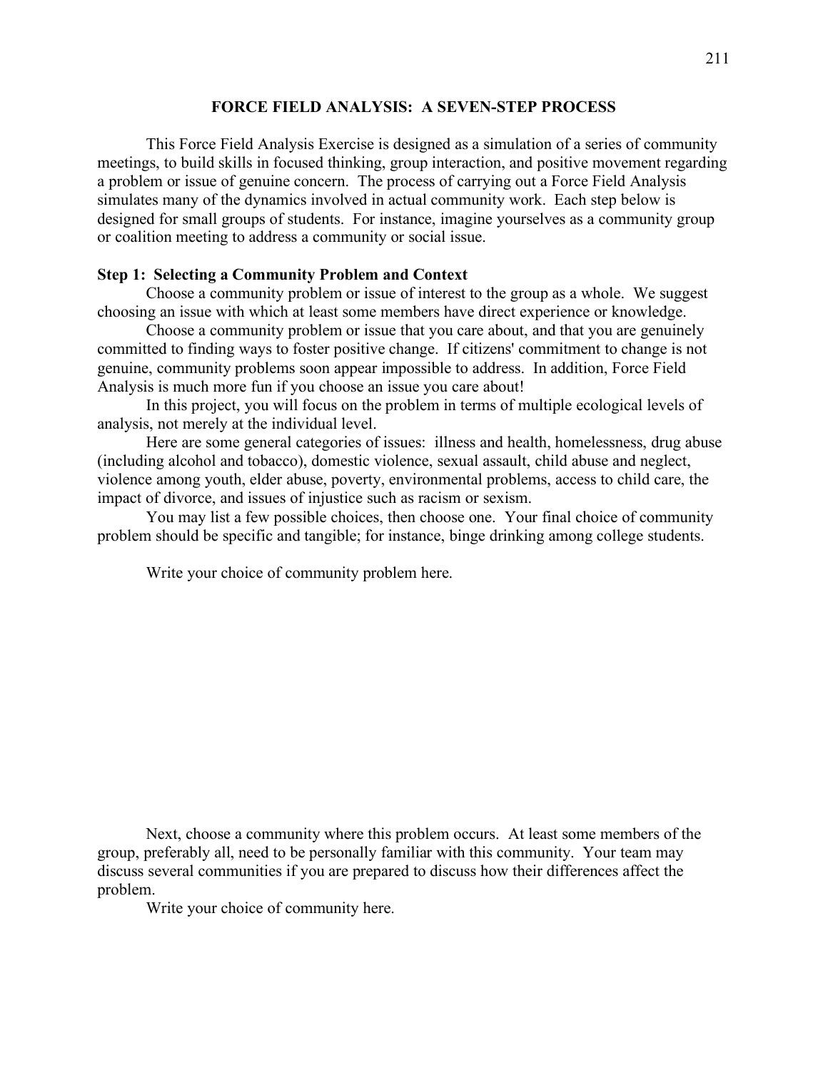# FORCE FIELD ANALYSIS: A SEVEN-STEP PROCESS

This Force Field Analysis Exercise is designed as a simulation of a series of community meetings, to build skills in focused thinking, group interaction, and positive movement regarding a problem or issue of genuine concern. The process of carrying out a Force Field Analysis simulates many of the dynamics involved in actual community work. Each step below is designed for small groups of students. For instance, imagine yourselves as a community group or coalition meeting to address a community or social issue.

## Step 1: Selecting a Community Problem and Context

Choose a community problem or issue of interest to the group as a whole. We suggest choosing an issue with which at least some members have direct experience or knowledge.

Choose a community problem or issue that you care about, and that you are genuinely committed to finding ways to foster positive change. If citizens' commitment to change is not genuine, community problems soon appear impossible to address. In addition, Force Field Analysis is much more fun if you choose an issue you care about!

In this project, you will focus on the problem in terms of multiple ecological levels of analysis, not merely at the individual level.

Here are some general categories of issues: illness and health, homelessness, drug abuse (including alcohol and tobacco), domestic violence, sexual assault, child abuse and neglect, violence among youth, elder abuse, poverty, environmental problems, access to child care, the impact of divorce, and issues of injustice such as racism or sexism.

You may list a few possible choices, then choose one. Your final choice of community problem should be specific and tangible; for instance, binge drinking among college students.

Write your choice of community problem here.

Next, choose a community where this problem occurs. At least some members of the group, preferably all, need to be personally familiar with this community. Your team may discuss several communities if you are prepared to discuss how their differences affect the problem.

Write your choice of community here.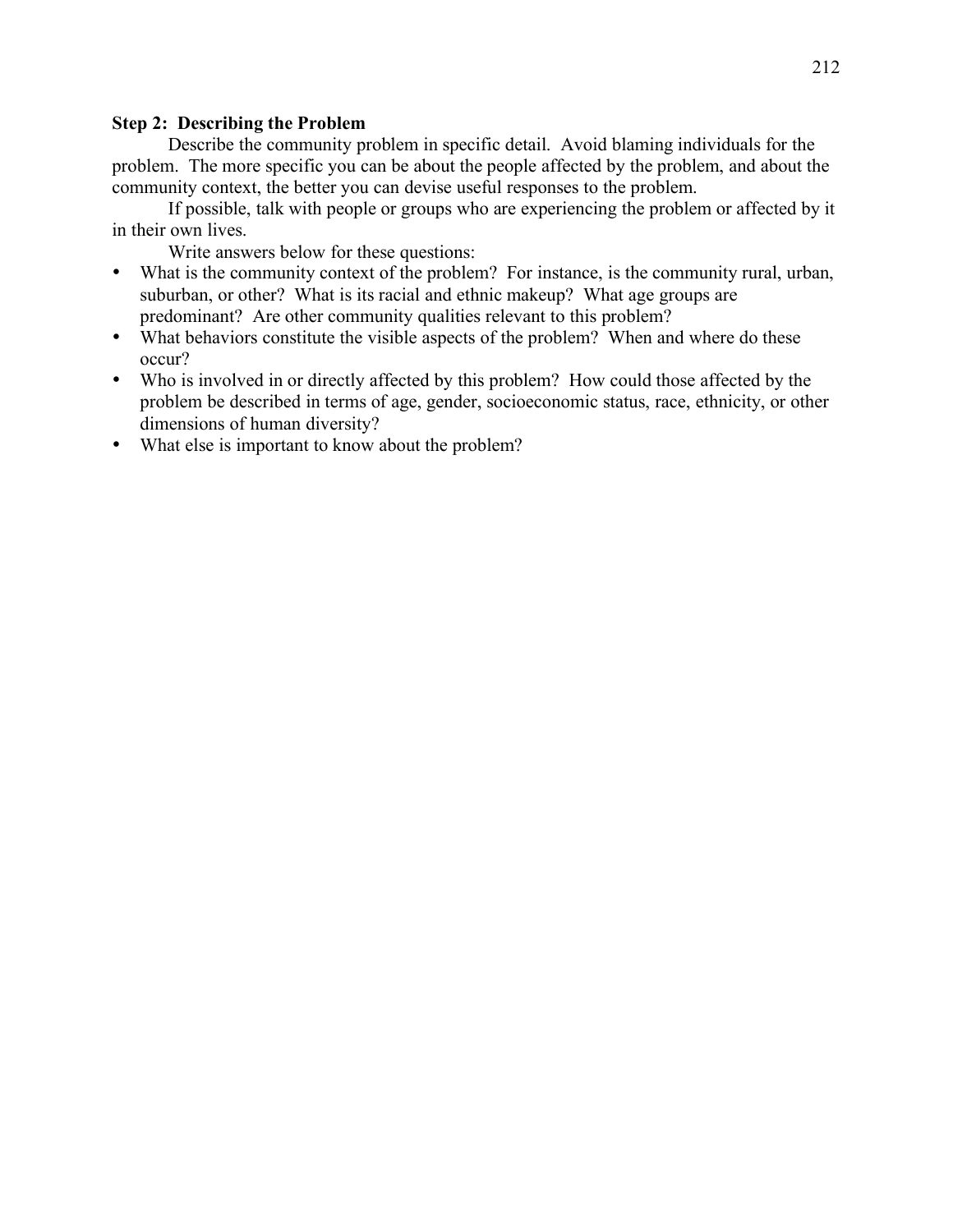**Step 2: Describing the Problem**

Describe the community problem in specific detail. Avoid blaming individuals for the problem. The more specific you can be about the people affected by the problem, and about the community context, the better you can devise useful responses to the problem.

If possible, talk with people or groups who are experiencing the problem or affected by it in their own lives.

Write answers below for these questions:

- What is the community context of the problem? For instance, is the community rural, urban, suburban, or other? What is its racial and ethnic makeup? What age groups are predominant? Are other community qualities relevant to this problem?
- What behaviors constitute the visible aspects of the problem? When and where do these occur?
- Who is involved in or directly affected by this problem? How could those affected by the problem be described in terms of age, gender, socioeconomic status, race, ethnicity, or other dimensions of human diversity?
- What else is important to know about the problem?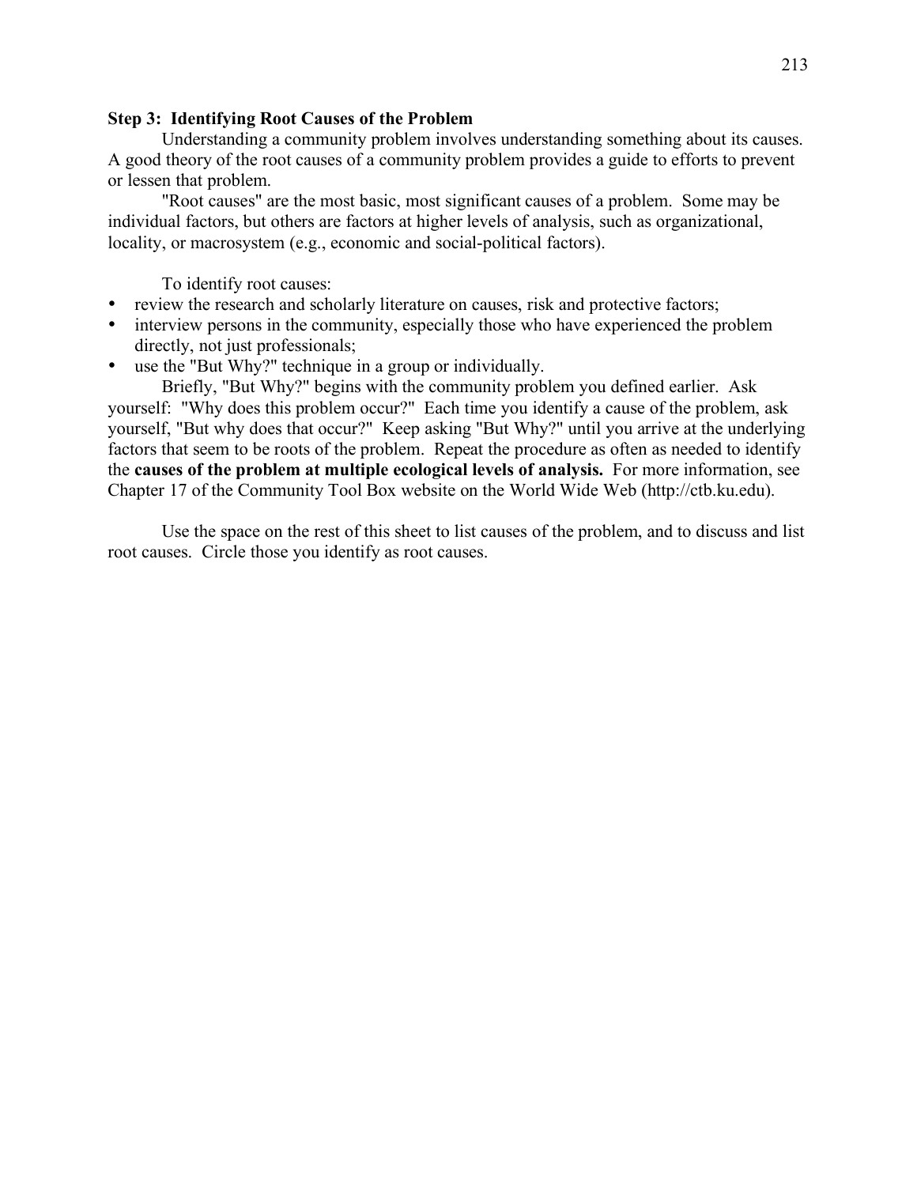### Step 3: Identifying Root Causes of the Problem

Understanding a community problem involves understanding something about its causes. A good theory of the root causes of a community problem provides a guide to efforts to prevent or lessen that problem.

"Root causes" are the most basic, most significant causes of a problem. Some may be individual factors, but others are factors at higher levels of analysis, such as organizational, locality, or macrosystem (e.g., economic and social-political factors).

To identify root causes:

- review the research and scholarly literature on causes, risk and protective factors;
- interview persons in the community, especially those who have experienced the problem directly, not just professionals;
- use the "But Why?" technique in a group or individually.

Briefly, "But Why?" begins with the community problem you defined earlier. Ask yourself: "Why does this problem occur?" Each time you identify a cause of the problem, ask yourself, "But why does that occur?" Keep asking "But Why?" until you arrive at the underlying factors that seem to be roots of the problem. Repeat the procedure as often as needed to identify the **causes of the problem at multiple ecological levels of analysis.** For more information, see Chapter 17 of the Community Tool Box website on the World Wide Web (http://ctb.ku.edu).

Use the space on the rest of this sheet to list causes of the problem, and to discuss and list root causes. Circle those you identify as root causes.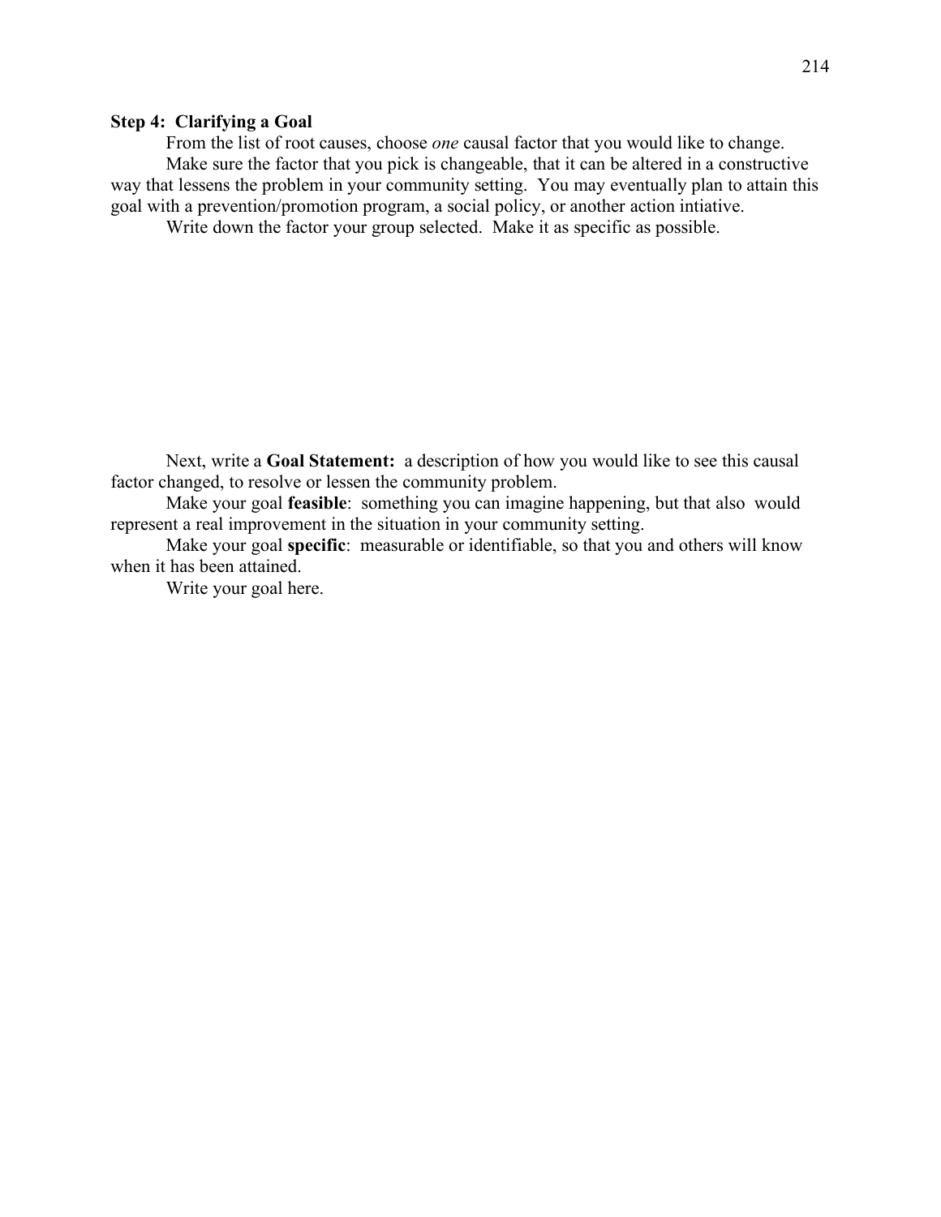**Step 4: Clarifying a Goal**

From the list of root causes, choose *one* causal factor that you would like to change.

Make sure the factor that you pick is changeable, that it can be altered in a constructive way that lessens the problem in your community setting. You may eventually plan to attain this goal with a prevention/promotion program, a social policy, or another action intiative.

Write down the factor your group selected. Make it as specific as possible.

Next, write a **Goal Statement:** a description of how you would like to see this causal factor changed, to resolve or lessen the community problem.

Make your goal **feasible**: something you can imagine happening, but that also would represent a real improvement in the situation in your community setting.

Make your goal **specific**: measurable or identifiable, so that you and others will know when it has been attained.

Write your goal here.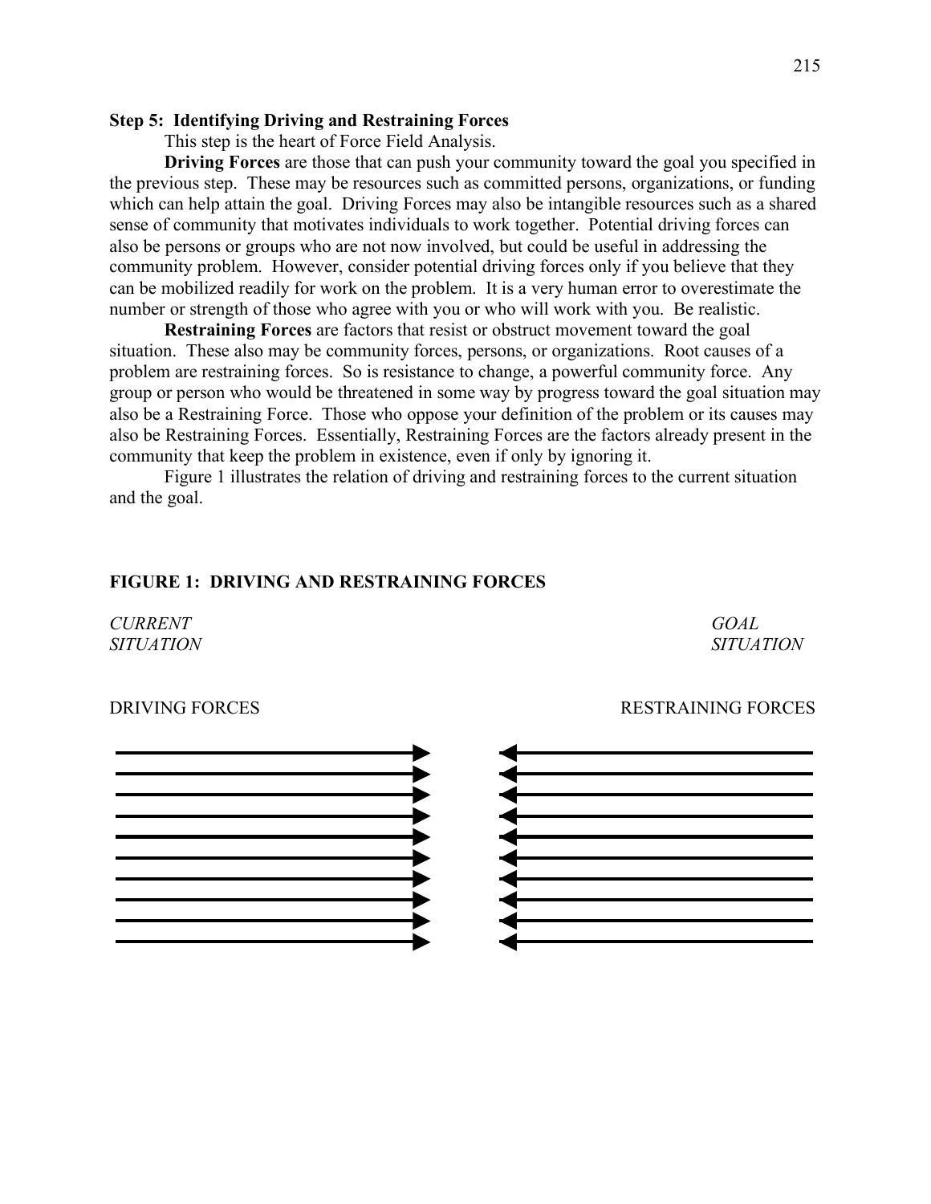**Step 5: Identifying Driving and Restraining Forces**

This step is the heart of Force Field Analysis.

**Driving Forces** are those that can push your community toward the goal you specified in the previous step. These may be resources such as committed persons, organizations, or funding which can help attain the goal. Driving Forces may also be intangible resources such as a shared sense of community that motivates individuals to work together. Potential driving forces can also be persons or groups who are not now involved, but could be useful in addressing the community problem. However, consider potential driving forces only if you believe that they can be mobilized readily for work on the problem. It is a very human error to overestimate the number or strength of those who agree with you or who will work with you. Be realistic.

**Restraining Forces** are factors that resist or obstruct movement toward the goal situation. These also may be community forces, persons, or organizations. Root causes of a problem are restraining forces. So is resistance to change, a powerful community force. Any group or person who would be threatened in some way by progress toward the goal situation may also be a Restraining Force. Those who oppose your definition of the problem or its causes may also be Restraining Forces. Essentially, Restraining Forces are the factors already present in the community that keep the problem in existence, even if only by ignoring it.

Figure 1 illustrates the relation of driving and restraining forces to the current situation and the goal.

**FIGURE 1: DRIVING AND RESTRAINING FORCES**

*CURRENT SITUATION* *GOAL SITUATION*

DRIVING FORCES RESTRAINING FORCES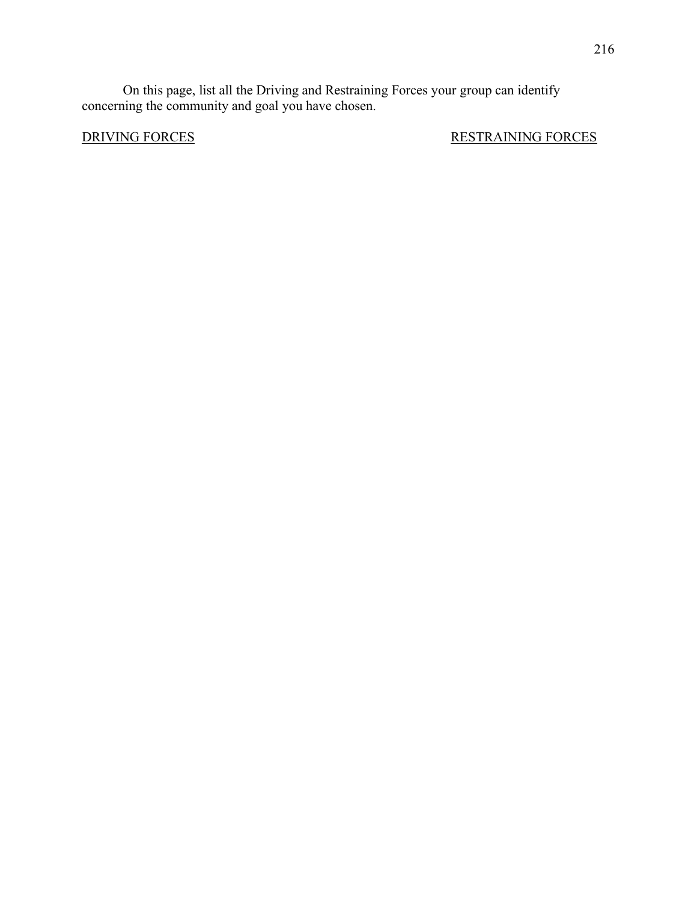On this page, list all the Driving and Restraining Forces your group can identify concerning the community and goal you have chosen.

| DRIVING FORCES | RESTRAINING FORCES |
| --- | --- |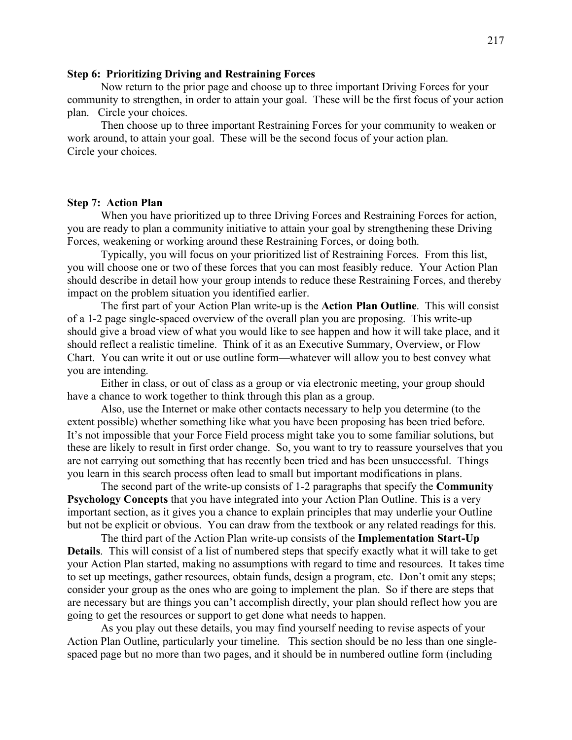**Step 6: Prioritizing Driving and Restraining Forces**

Now return to the prior page and choose up to three important Driving Forces for your community to strengthen, in order to attain your goal. These will be the first focus of your action plan. Circle your choices.

Then choose up to three important Restraining Forces for your community to weaken or work around, to attain your goal. These will be the second focus of your action plan. Circle your choices.

**Step 7: Action Plan**

When you have prioritized up to three Driving Forces and Restraining Forces for action, you are ready to plan a community initiative to attain your goal by strengthening these Driving Forces, weakening or working around these Restraining Forces, or doing both.

Typically, you will focus on your prioritized list of Restraining Forces. From this list, you will choose one or two of these forces that you can most feasibly reduce. Your Action Plan should describe in detail how your group intends to reduce these Restraining Forces, and thereby impact on the problem situation you identified earlier.

The first part of your Action Plan write-up is the **Action Plan Outline**. This will consist of a 1-2 page single-spaced overview of the overall plan you are proposing. This write-up should give a broad view of what you would like to see happen and how it will take place, and it should reflect a realistic timeline. Think of it as an Executive Summary, Overview, or Flow Chart. You can write it out or use outline form—whatever will allow you to best convey what you are intending.

Either in class, or out of class as a group or via electronic meeting, your group should have a chance to work together to think through this plan as a group.

Also, use the Internet or make other contacts necessary to help you determine (to the extent possible) whether something like what you have been proposing has been tried before. It's not impossible that your Force Field process might take you to some familiar solutions, but these are likely to result in first order change. So, you want to try to reassure yourselves that you are not carrying out something that has recently been tried and has been unsuccessful. Things you learn in this search process often lead to small but important modifications in plans.

The second part of the write-up consists of 1-2 paragraphs that specify the **Community Psychology Concepts** that you have integrated into your Action Plan Outline. This is a very important section, as it gives you a chance to explain principles that may underlie your Outline but not be explicit or obvious. You can draw from the textbook or any related readings for this.

The third part of the Action Plan write-up consists of the **Implementation Start-Up Details**. This will consist of a list of numbered steps that specify exactly what it will take to get your Action Plan started, making no assumptions with regard to time and resources. It takes time to set up meetings, gather resources, obtain funds, design a program, etc. Don't omit any steps; consider your group as the ones who are going to implement the plan. So if there are steps that are necessary but are things you can't accomplish directly, your plan should reflect how you are going to get the resources or support to get done what needs to happen.

As you play out these details, you may find yourself needing to revise aspects of your Action Plan Outline, particularly your timeline. This section should be no less than one single-spaced page but no more than two pages, and it should be in numbered outline form (including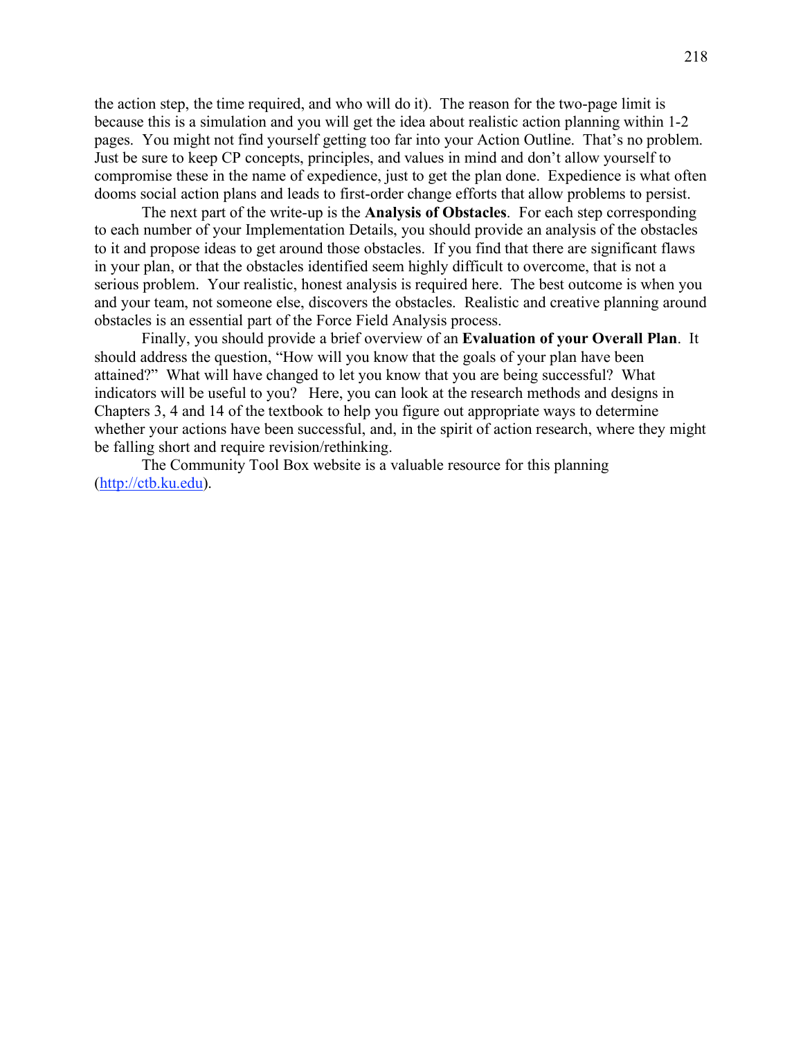the action step, the time required, and who will do it). The reason for the two-page limit is because this is a simulation and you will get the idea about realistic action planning within 1-2 pages. You might not find yourself getting too far into your Action Outline. That's no problem. Just be sure to keep CP concepts, principles, and values in mind and don't allow yourself to compromise these in the name of expedience, just to get the plan done. Expedience is what often dooms social action plans and leads to first-order change efforts that allow problems to persist.

The next part of the write-up is the **Analysis of Obstacles**. For each step corresponding to each number of your Implementation Details, you should provide an analysis of the obstacles to it and propose ideas to get around those obstacles. If you find that there are significant flaws in your plan, or that the obstacles identified seem highly difficult to overcome, that is not a serious problem. Your realistic, honest analysis is required here. The best outcome is when you and your team, not someone else, discovers the obstacles. Realistic and creative planning around obstacles is an essential part of the Force Field Analysis process.

Finally, you should provide a brief overview of an **Evaluation of your Overall Plan**. It should address the question, "How will you know that the goals of your plan have been attained?" What will have changed to let you know that you are being successful? What indicators will be useful to you? Here, you can look at the research methods and designs in Chapters 3, 4 and 14 of the textbook to help you figure out appropriate ways to determine whether your actions have been successful, and, in the spirit of action research, where they might be falling short and require revision/rethinking.

The Community Tool Box website is a valuable resource for this planning (http://ctb.ku.edu).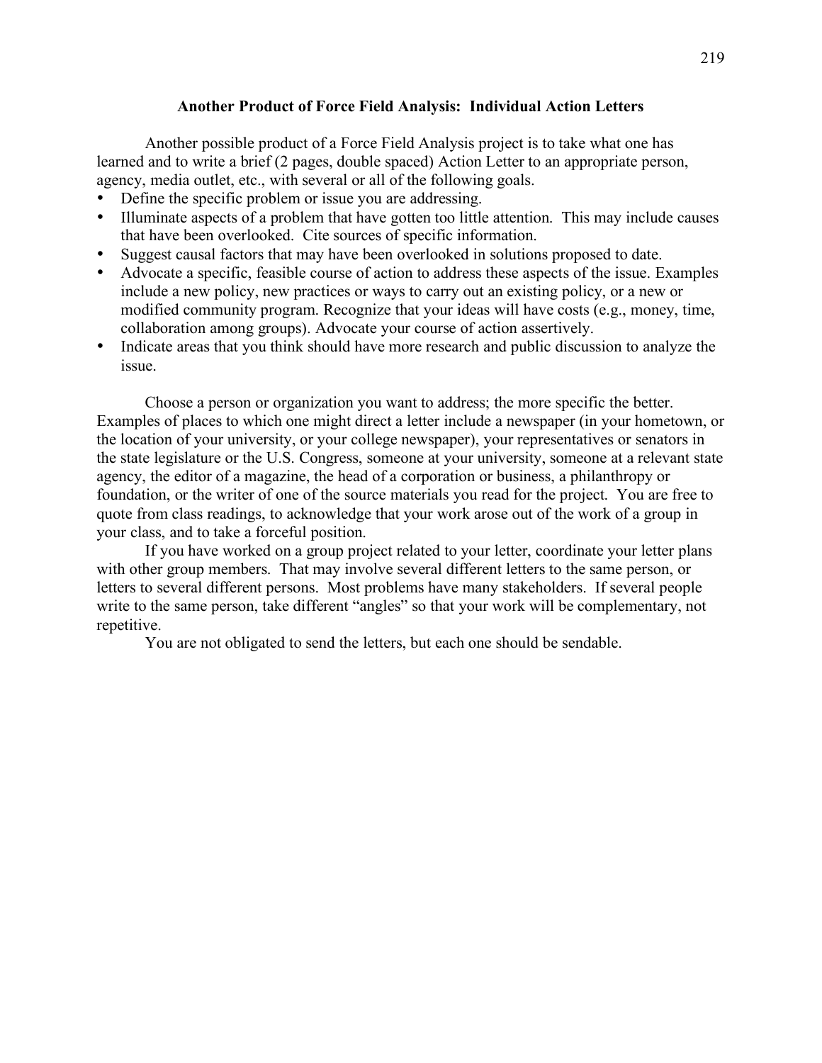### Another Product of Force Field Analysis: Individual Action Letters

Another possible product of a Force Field Analysis project is to take what one has learned and to write a brief (2 pages, double spaced) Action Letter to an appropriate person, agency, media outlet, etc., with several or all of the following goals.

- Define the specific problem or issue you are addressing.
- Illuminate aspects of a problem that have gotten too little attention. This may include causes that have been overlooked. Cite sources of specific information.
- Suggest causal factors that may have been overlooked in solutions proposed to date.
- Advocate a specific, feasible course of action to address these aspects of the issue. Examples include a new policy, new practices or ways to carry out an existing policy, or a new or modified community program. Recognize that your ideas will have costs (e.g., money, time, collaboration among groups). Advocate your course of action assertively.
- Indicate areas that you think should have more research and public discussion to analyze the issue.

Choose a person or organization you want to address; the more specific the better. Examples of places to which one might direct a letter include a newspaper (in your hometown, or the location of your university, or your college newspaper), your representatives or senators in the state legislature or the U.S. Congress, someone at your university, someone at a relevant state agency, the editor of a magazine, the head of a corporation or business, a philanthropy or foundation, or the writer of one of the source materials you read for the project. You are free to quote from class readings, to acknowledge that your work arose out of the work of a group in your class, and to take a forceful position.

If you have worked on a group project related to your letter, coordinate your letter plans with other group members. That may involve several different letters to the same person, or letters to several different persons. Most problems have many stakeholders. If several people write to the same person, take different "angles" so that your work will be complementary, not repetitive.

You are not obligated to send the letters, but each one should be sendable.